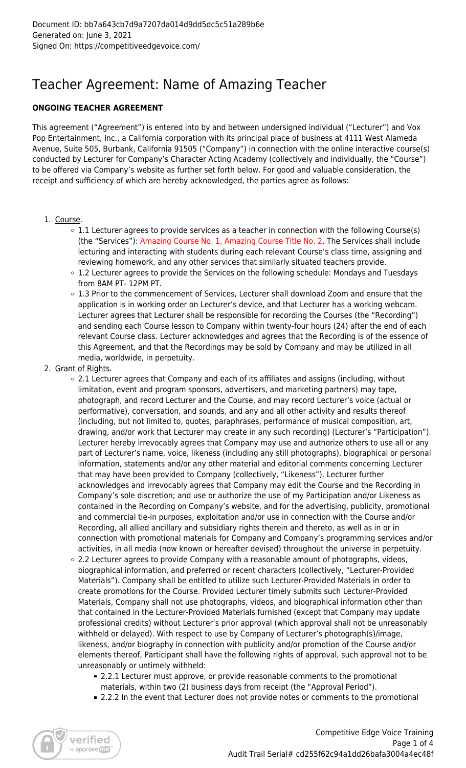Document ID: bb7a643cb7d9a7207da014d9dd5dc5c51a289b6e
Generated on: June 3, 2021
Signed On: https://competitiveedgevoice.com/

# Teacher Agreement: Name of Amazing Teacher

**ONGOING TEACHER AGREEMENT**

This agreement ("Agreement") is entered into by and between undersigned individual ("Lecturer") and Vox Pop Entertainment, Inc., a California corporation with its principal place of business at 4111 West Alameda Avenue, Suite 505, Burbank, California 91505 ("Company") in connection with the online interactive course(s) conducted by Lecturer for Company's Character Acting Academy (collectively and individually, the "Course") to be offered via Company's website as further set forth below. For good and valuable consideration, the receipt and sufficiency of which are hereby acknowledged, the parties agree as follows:

1. Course.
   - 1.1 Lecturer agrees to provide services as a teacher in connection with the following Course(s) (the "Services"): Amazing Course No. 1, Amazing Course Title No. 2. The Services shall include lecturing and interacting with students during each relevant Course's class time, assigning and reviewing homework, and any other services that similarly situated teachers provide.
   - 1.2 Lecturer agrees to provide the Services on the following schedule: Mondays and Tuesdays from 8AM PT- 12PM PT.
   - 1.3 Prior to the commencement of Services, Lecturer shall download Zoom and ensure that the application is in working order on Lecturer's device, and that Lecturer has a working webcam. Lecturer agrees that Lecturer shall be responsible for recording the Courses (the "Recording") and sending each Course lesson to Company within twenty-four hours (24) after the end of each relevant Course class. Lecturer acknowledges and agrees that the Recording is of the essence of this Agreement, and that the Recordings may be sold by Company and may be utilized in all media, worldwide, in perpetuity.
2. Grant of Rights.
   - 2.1 Lecturer agrees that Company and each of its affiliates and assigns (including, without limitation, event and program sponsors, advertisers, and marketing partners) may tape, photograph, and record Lecturer and the Course, and may record Lecturer's voice (actual or performative), conversation, and sounds, and any and all other activity and results thereof (including, but not limited to, quotes, paraphrases, performance of musical composition, art, drawing, and/or work that Lecturer may create in any such recording) (Lecturer's "Participation"). Lecturer hereby irrevocably agrees that Company may use and authorize others to use all or any part of Lecturer's name, voice, likeness (including any still photographs), biographical or personal information, statements and/or any other material and editorial comments concerning Lecturer that may have been provided to Company (collectively, "Likeness"). Lecturer further acknowledges and irrevocably agrees that Company may edit the Course and the Recording in Company's sole discretion; and use or authorize the use of my Participation and/or Likeness as contained in the Recording on Company's website, and for the advertising, publicity, promotional and commercial tie-in purposes, exploitation and/or use in connection with the Course and/or Recording, all allied ancillary and subsidiary rights therein and thereto, as well as in or in connection with promotional materials for Company and Company's programming services and/or activities, in all media (now known or hereafter devised) throughout the universe in perpetuity.
   - 2.2 Lecturer agrees to provide Company with a reasonable amount of photographs, videos, biographical information, and preferred or recent characters (collectively, "Lecturer-Provided Materials"). Company shall be entitled to utilize such Lecturer-Provided Materials in order to create promotions for the Course. Provided Lecturer timely submits such Lecturer-Provided Materials, Company shall not use photographs, videos, and biographical information other than that contained in the Lecturer-Provided Materials furnished (except that Company may update professional credits) without Lecturer's prior approval (which approval shall not be unreasonably withheld or delayed). With respect to use by Company of Lecturer's photograph(s)/image, likeness, and/or biography in connection with publicity and/or promotion of the Course and/or elements thereof, Participant shall have the following rights of approval, such approval not to be unreasonably or untimely withheld:
     - 2.2.1 Lecturer must approve, or provide reasonable comments to the promotional materials, within two (2) business days from receipt (the "Approval Period").
     - 2.2.2 In the event that Lecturer does not provide notes or comments to the promotional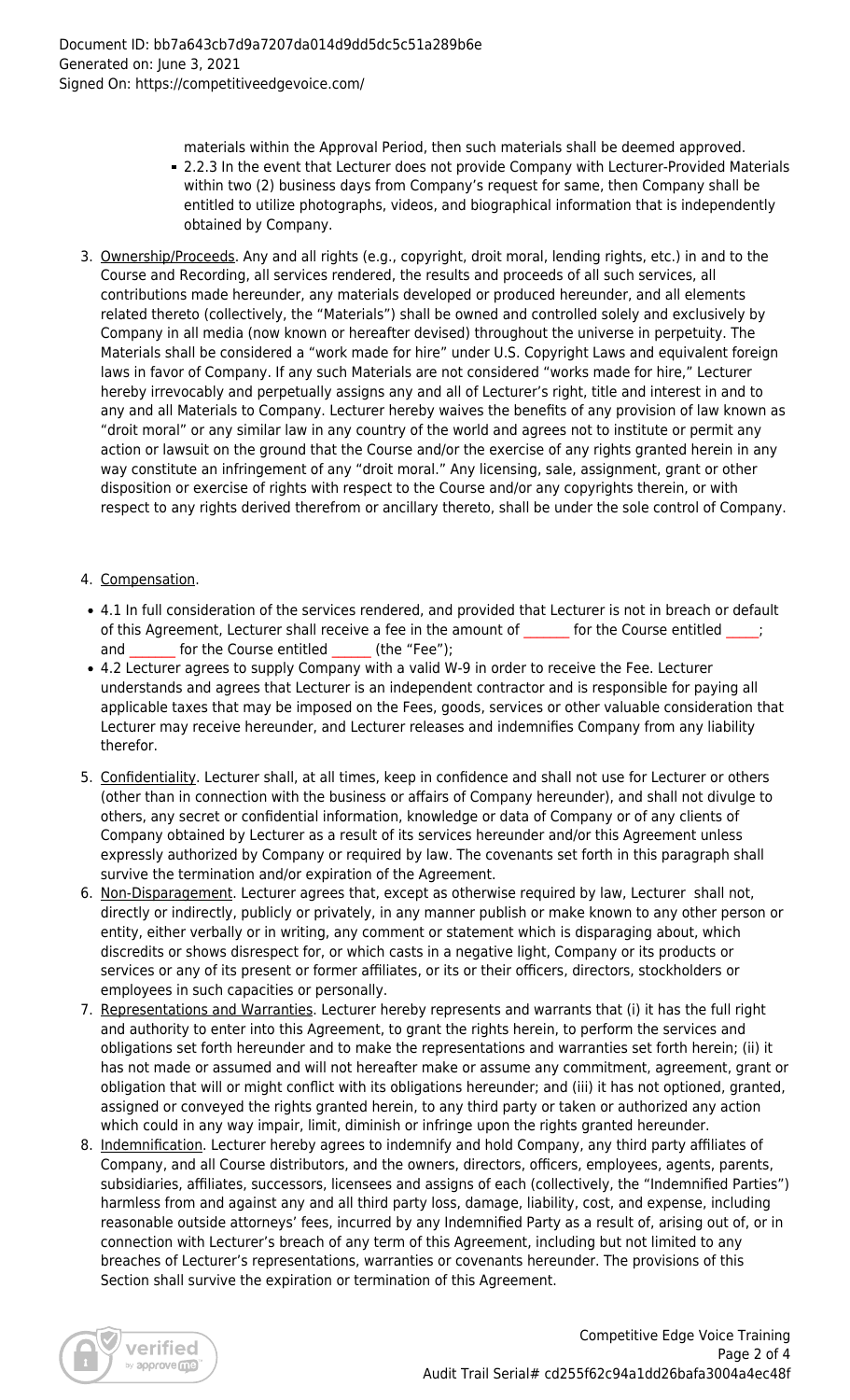materials within the Approval Period, then such materials shall be deemed approved.

- 2.2.3 In the event that Lecturer does not provide Company with Lecturer-Provided Materials within two (2) business days from Company's request for same, then Company shall be entitled to utilize photographs, videos, and biographical information that is independently obtained by Company.

3. Ownership/Proceeds. Any and all rights (e.g., copyright, droit moral, lending rights, etc.) in and to the Course and Recording, all services rendered, the results and proceeds of all such services, all contributions made hereunder, any materials developed or produced hereunder, and all elements related thereto (collectively, the "Materials") shall be owned and controlled solely and exclusively by Company in all media (now known or hereafter devised) throughout the universe in perpetuity. The Materials shall be considered a "work made for hire" under U.S. Copyright Laws and equivalent foreign laws in favor of Company. If any such Materials are not considered "works made for hire," Lecturer hereby irrevocably and perpetually assigns any and all of Lecturer's right, title and interest in and to any and all Materials to Company. Lecturer hereby waives the benefits of any provision of law known as "droit moral" or any similar law in any country of the world and agrees not to institute or permit any action or lawsuit on the ground that the Course and/or the exercise of any rights granted herein in any way constitute an infringement of any "droit moral." Any licensing, sale, assignment, grant or other disposition or exercise of rights with respect to the Course and/or any copyrights therein, or with respect to any rights derived therefrom or ancillary thereto, shall be under the sole control of Company.

4. Compensation.

- 4.1 In full consideration of the services rendered, and provided that Lecturer is not in breach or default of this Agreement, Lecturer shall receive a fee in the amount of _______ for the Course entitled _____; and _______ for the Course entitled ______ (the "Fee");
- 4.2 Lecturer agrees to supply Company with a valid W-9 in order to receive the Fee. Lecturer understands and agrees that Lecturer is an independent contractor and is responsible for paying all applicable taxes that may be imposed on the Fees, goods, services or other valuable consideration that Lecturer may receive hereunder, and Lecturer releases and indemnifies Company from any liability therefor.

5. Confidentiality. Lecturer shall, at all times, keep in confidence and shall not use for Lecturer or others (other than in connection with the business or affairs of Company hereunder), and shall not divulge to others, any secret or confidential information, knowledge or data of Company or of any clients of Company obtained by Lecturer as a result of its services hereunder and/or this Agreement unless expressly authorized by Company or required by law. The covenants set forth in this paragraph shall survive the termination and/or expiration of the Agreement.
6. Non-Disparagement. Lecturer agrees that, except as otherwise required by law, Lecturer shall not, directly or indirectly, publicly or privately, in any manner publish or make known to any other person or entity, either verbally or in writing, any comment or statement which is disparaging about, which discredits or shows disrespect for, or which casts in a negative light, Company or its products or services or any of its present or former affiliates, or its or their officers, directors, stockholders or employees in such capacities or personally.
7. Representations and Warranties. Lecturer hereby represents and warrants that (i) it has the full right and authority to enter into this Agreement, to grant the rights herein, to perform the services and obligations set forth hereunder and to make the representations and warranties set forth herein; (ii) it has not made or assumed and will not hereafter make or assume any commitment, agreement, grant or obligation that will or might conflict with its obligations hereunder; and (iii) it has not optioned, granted, assigned or conveyed the rights granted herein, to any third party or taken or authorized any action which could in any way impair, limit, diminish or infringe upon the rights granted hereunder.
8. Indemnification. Lecturer hereby agrees to indemnify and hold Company, any third party affiliates of Company, and all Course distributors, and the owners, directors, officers, employees, agents, parents, subsidiaries, affiliates, successors, licensees and assigns of each (collectively, the "Indemnified Parties") harmless from and against any and all third party loss, damage, liability, cost, and expense, including reasonable outside attorneys' fees, incurred by any Indemnified Party as a result of, arising out of, or in connection with Lecturer's breach of any term of this Agreement, including but not limited to any breaches of Lecturer's representations, warranties or covenants hereunder. The provisions of this Section shall survive the expiration or termination of this Agreement.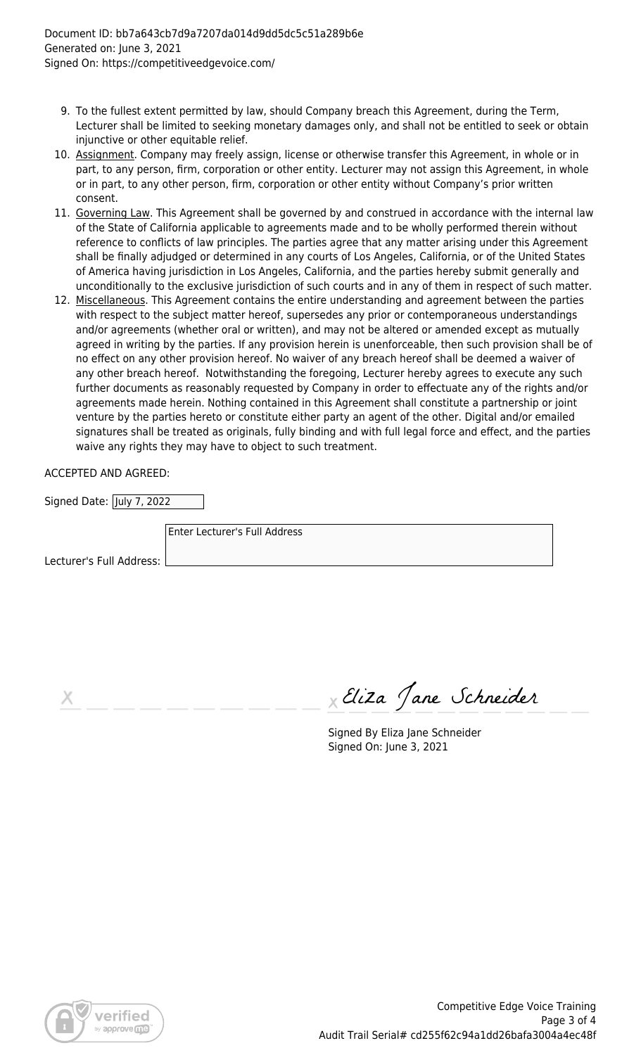9. To the fullest extent permitted by law, should Company breach this Agreement, during the Term, Lecturer shall be limited to seeking monetary damages only, and shall not be entitled to seek or obtain injunctive or other equitable relief.
10. Assignment. Company may freely assign, license or otherwise transfer this Agreement, in whole or in part, to any person, firm, corporation or other entity. Lecturer may not assign this Agreement, in whole or in part, to any other person, firm, corporation or other entity without Company's prior written consent.
11. Governing Law. This Agreement shall be governed by and construed in accordance with the internal law of the State of California applicable to agreements made and to be wholly performed therein without reference to conflicts of law principles. The parties agree that any matter arising under this Agreement shall be finally adjudged or determined in any courts of Los Angeles, California, or of the United States of America having jurisdiction in Los Angeles, California, and the parties hereby submit generally and unconditionally to the exclusive jurisdiction of such courts and in any of them in respect of such matter.
12. Miscellaneous. This Agreement contains the entire understanding and agreement between the parties with respect to the subject matter hereof, supersedes any prior or contemporaneous understandings and/or agreements (whether oral or written), and may not be altered or amended except as mutually agreed in writing by the parties. If any provision herein is unenforceable, then such provision shall be of no effect on any other provision hereof. No waiver of any breach hereof shall be deemed a waiver of any other breach hereof. Notwithstanding the foregoing, Lecturer hereby agrees to execute any such further documents as reasonably requested by Company in order to effectuate any of the rights and/or agreements made herein. Nothing contained in this Agreement shall constitute a partnership or joint venture by the parties hereto or constitute either party an agent of the other. Digital and/or emailed signatures shall be treated as originals, fully binding and with full legal force and effect, and the parties waive any rights they may have to object to such treatment.

ACCEPTED AND AGREED:

Signed Date: July 7, 2022

Lecturer's Full Address: Enter Lecturer's Full Address

X ____________________

X *Eliza Jane Schneider*

Signed By Eliza Jane Schneider
Signed On: June 3, 2021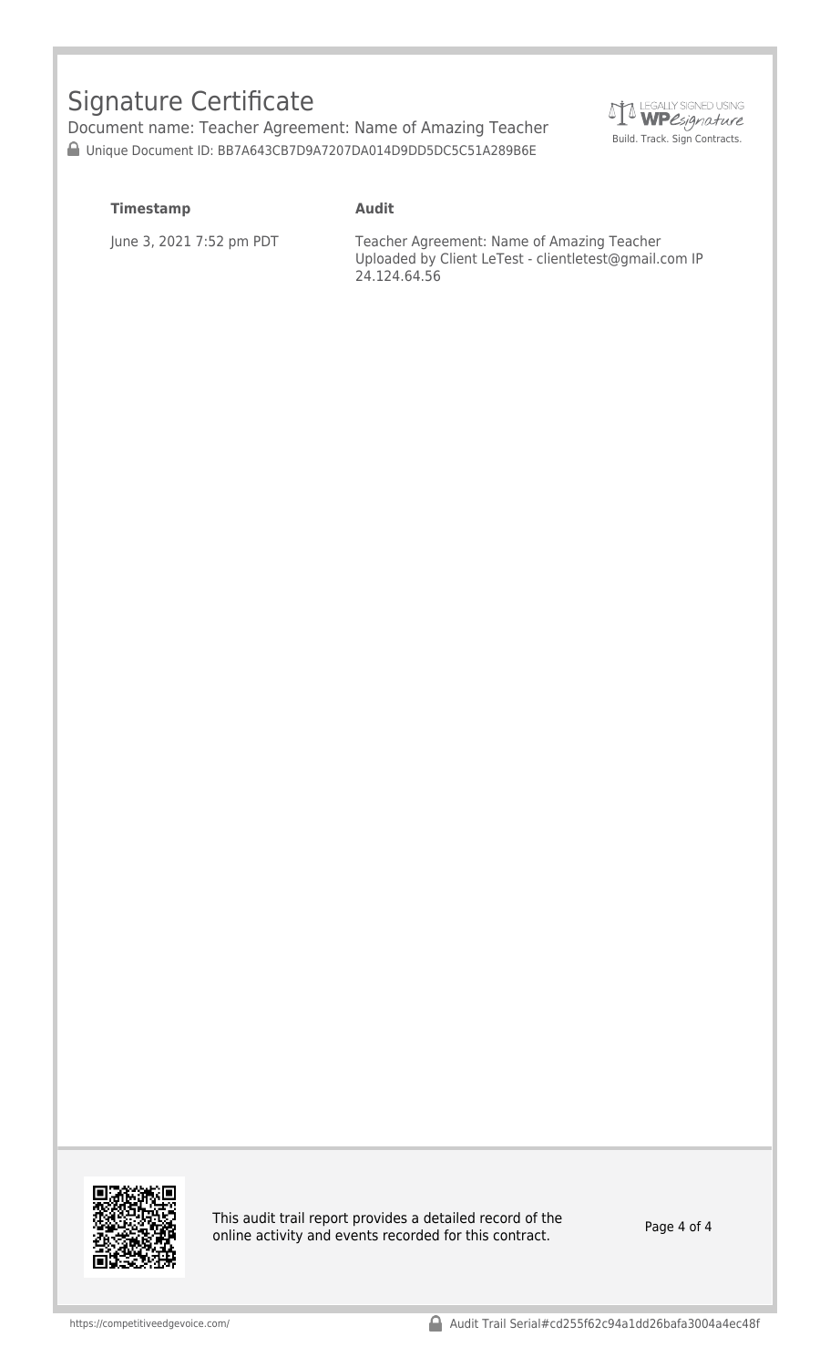# Signature Certificate

Document name: Teacher Agreement: Name of Amazing Teacher

Unique Document ID: BB7A643CB7D9A7207DA014D9DD5DC5C51A289B6E

LEGALLY SIGNED USING **WP**eSignature
Build. Track. Sign Contracts.

| Timestamp | Audit |
|---|---|
| June 3, 2021 7:52 pm PDT | Teacher Agreement: Name of Amazing Teacher Uploaded by Client LeTest - clientletest@gmail.com IP 24.124.64.56 |

This audit trail report provides a detailed record of the online activity and events recorded for this contract.

https://competitiveedgevoice.com/

Audit Trail Serial#cd255f62c94a1dd26bafa3004a4ec48f